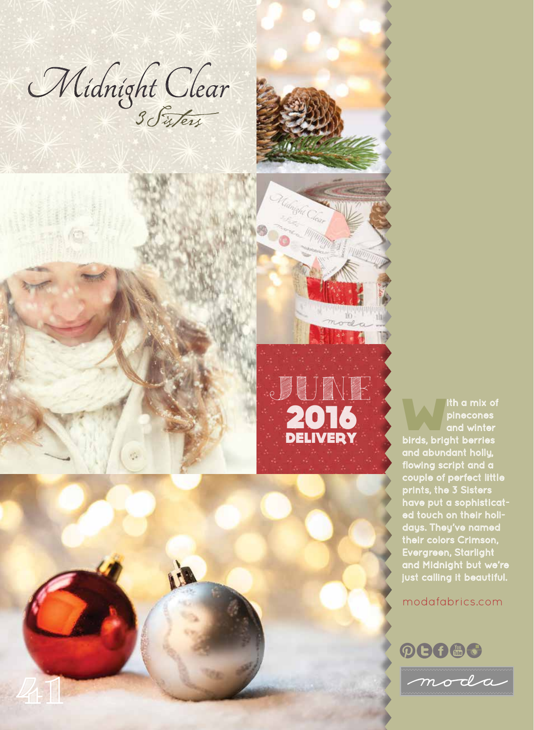# Midnight Clear

3 Sisters

JUNE
2016
DELIVERY

With a mix of pinecones and winter birds, bright berries and abundant holly, flowing script and a couple of perfect little prints, the 3 Sisters have put a sophisticated touch on their holidays. They've named their colors Crimson, Evergreen, Starlight and Midnight but we're just calling it beautiful.

modafabrics.com

moda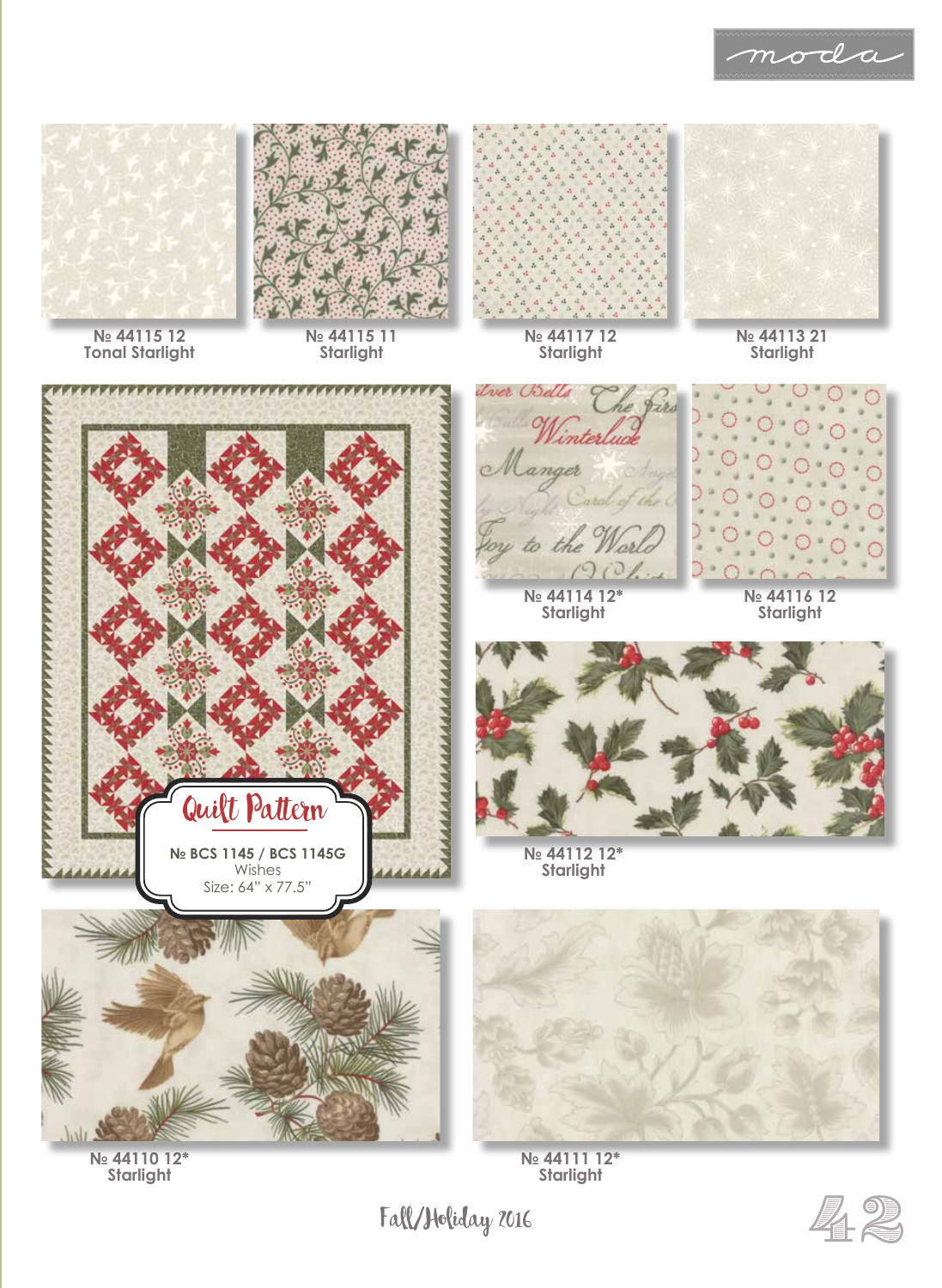№ 44115 12
Tonal Starlight

№ 44115 11
Starlight

№ 44117 12
Starlight

№ 44113 21
Starlight

Quilt Pattern

**№ BCS 1145 / BCS 1145G**
Wishes
Size: 64" x 77.5"

№ 44114 12*
Starlight

№ 44116 12
Starlight

№ 44112 12*
Starlight

№ 44110 12*
Starlight

№ 44111 12*
Starlight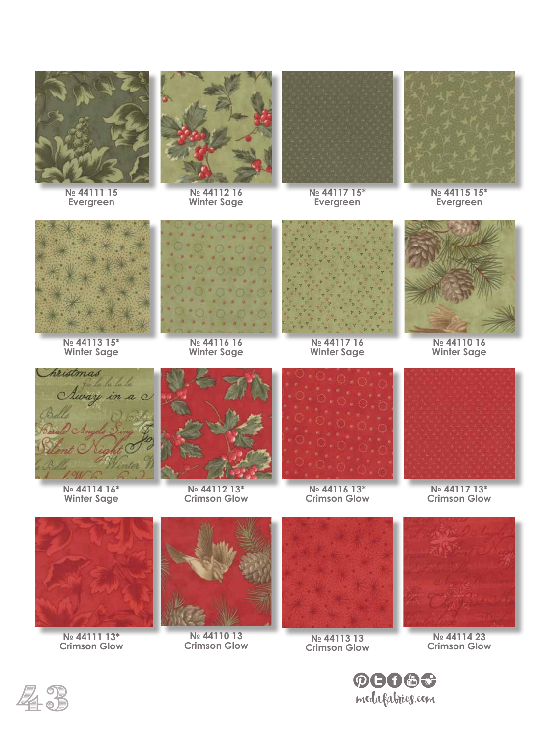№ 44111 15
Evergreen

№ 44112 16
Winter Sage

№ 44117 15*
Evergreen

№ 44115 15*
Evergreen

№ 44113 15*
Winter Sage

№ 44116 16
Winter Sage

№ 44117 16
Winter Sage

№ 44110 16
Winter Sage

№ 44114 16*
Winter Sage

№ 44112 13*
Crimson Glow

№ 44116 13*
Crimson Glow

№ 44117 13*
Crimson Glow

№ 44111 13*
Crimson Glow

№ 44110 13
Crimson Glow

№ 44113 13
Crimson Glow

№ 44114 23
Crimson Glow

modafabrics.com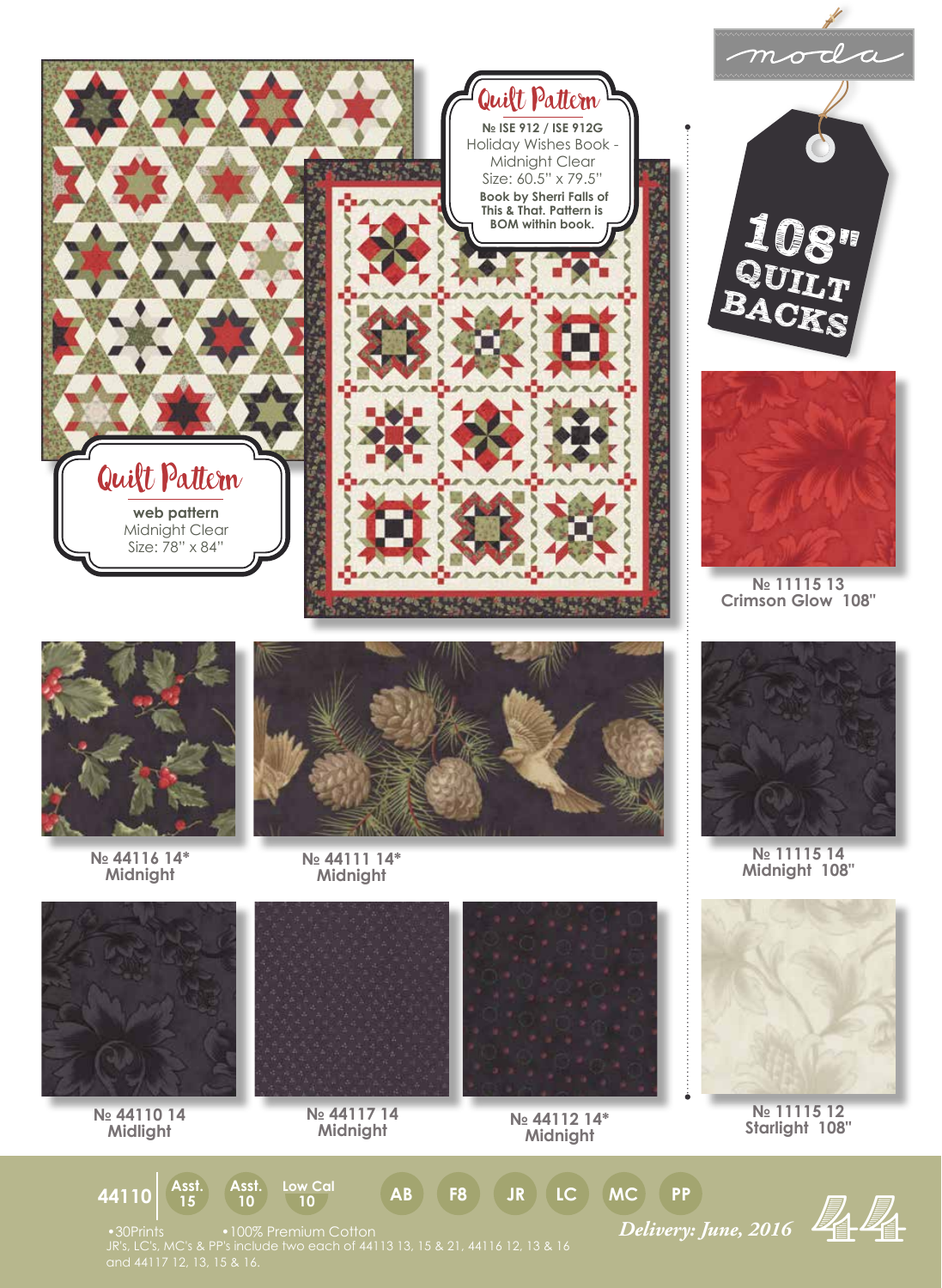moda

## Quilt Pattern

**№ ISE 912 / ISE 912G**
Holiday Wishes Book - Midnight Clear
Size: 60.5" x 79.5"
**Book by Sherri Falls of This & That. Pattern is BOM within book.**

## Quilt Pattern

**web pattern**
Midnight Clear
Size: 78" x 84"

**108" QUILT BACKS**

**№ 11115 13**
**Crimson Glow 108"**

**№ 11115 14**
**Midnight 108"**

**№ 11115 12**
**Starlight 108"**

**№ 44116 14***
**Midnight**

**№ 44111 14***
**Midnight**

**№ 44110 14**
**Midnight**

**№ 44117 14**
**Midnight**

**№ 44112 14***
**Midnight**

**44110** | Asst. 15 | Asst. 10 | Low Cal 10 | AB | F8 | JR | LC | MC | PP

•30Prints •100% Premium Cotton
JR's, LC's, MC's & PP's include two each of 44113 13, 15 & 21, 44116 12, 13 & 16 and 44117 12, 13, 15 & 16.

*Delivery: June, 2016*